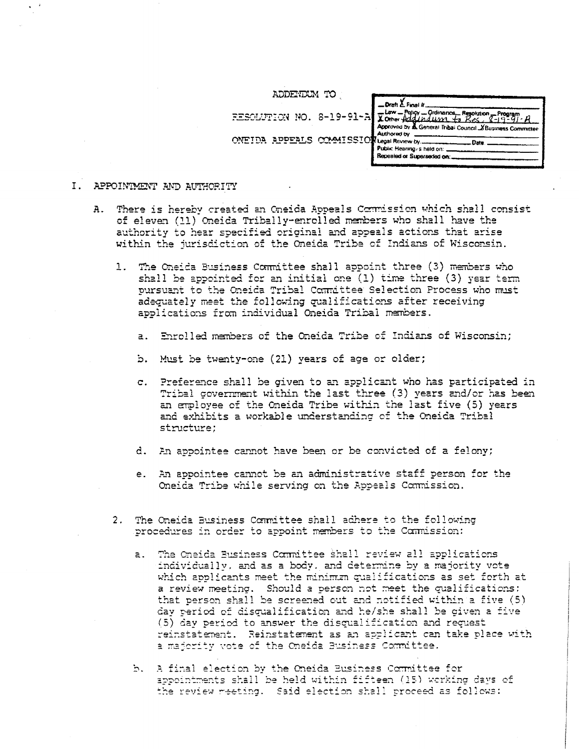ADDENDUM TO

RESOLUTION NO. 8-19-91-A

ONEIDA APPEALS COMMISSION

| |
|---|
| Draft X Final # |
| Law — Policy — Ordinance — Resolution — Program X Other Addendum to Res. 8-19-91-A |
| Approved by X General Tribal Council X Business Committee |
| Authored by |
| Legal Review by __________ Date __________ |
| Public Hearing/s held on: |
| Repealed or Superseded on: |

## I. APPOINTMENT AND AUTHORITY

A. There is hereby created an Oneida Appeals Commission which shall consist of eleven (11) Oneida Tribally-enrolled members who shall have the authority to hear specified original and appeals actions that arise within the jurisdiction of the Oneida Tribe of Indians of Wisconsin.

1. The Oneida Business Committee shall appoint three (3) members who shall be appointed for an initial one (1) time three (3) year term pursuant to the Oneida Tribal Committee Selection Process who must adequately meet the following qualifications after receiving applications from individual Oneida Tribal members.

   a. Enrolled members of the Oneida Tribe of Indians of Wisconsin;

   b. Must be twenty-one (21) years of age or older;

   c. Preference shall be given to an applicant who has participated in Tribal government within the last three (3) years and/or has been an employee of the Oneida Tribe within the last five (5) years and exhibits a workable understanding of the Oneida Tribal structure;

   d. An appointee cannot have been or be convicted of a felony;

   e. An appointee cannot be an administrative staff person for the Oneida Tribe while serving on the Appeals Commission.

2. The Oneida Business Committee shall adhere to the following procedures in order to appoint members to the Commission:

   a. The Oneida Business Committee shall review all applications individually, and as a body, and determine by a majority vote which applicants meet the minimum qualifications as set forth at a review meeting. Should a person not meet the qualifications: that person shall be screened out and notified within a five (5) day period of disqualification and he/she shall be given a five (5) day period to answer the disqualification and request reinstatement. Reinstatement as an applicant can take place with a majority vote of the Oneida Business Committee.

   b. A final election by the Oneida Business Committee for appointments shall be held within fifteen (15) working days of the review meeting. Said election shall proceed as follows: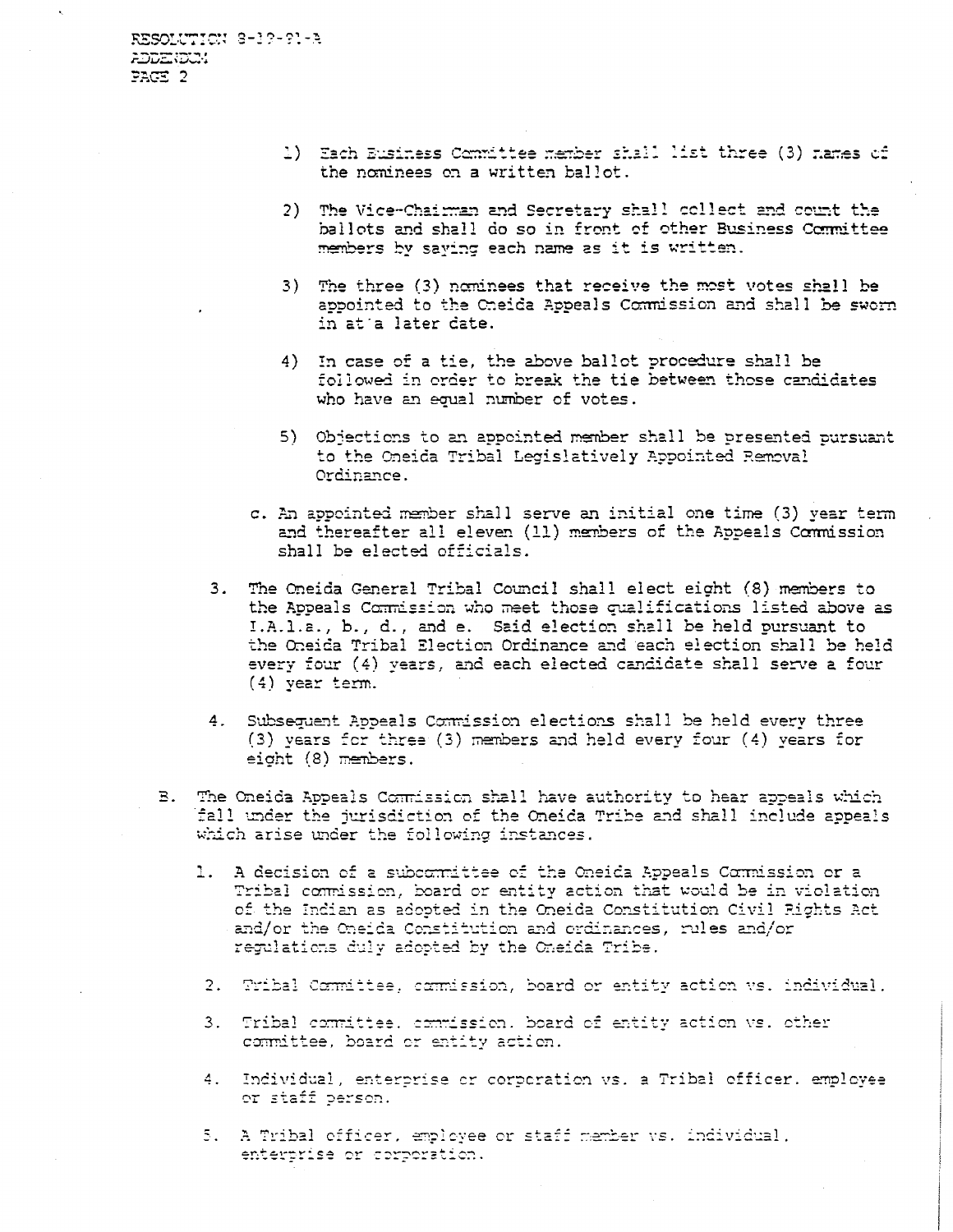RESOLUTION 8-19-91-A
ADDENDUM
PAGE 2

1) Each Business Committee member shall list three (3) names of the nominees on a written ballot.

2) The Vice-Chairman and Secretary shall collect and count the ballots and shall do so in front of other Business Committee members by saying each name as it is written.

3) The three (3) nominees that receive the most votes shall be appointed to the Oneida Appeals Commission and shall be sworn in at a later date.

4) In case of a tie, the above ballot procedure shall be followed in order to break the tie between those candidates who have an equal number of votes.

5) Objections to an appointed member shall be presented pursuant to the Oneida Tribal Legislatively Appointed Removal Ordinance.

c. An appointed member shall serve an initial one time (3) year term and thereafter all eleven (11) members of the Appeals Commission shall be elected officials.

3. The Oneida General Tribal Council shall elect eight (8) members to the Appeals Commission who meet those qualifications listed above as I.A.1.a., b., d., and e. Said election shall be held pursuant to the Oneida Tribal Election Ordinance and each election shall be held every four (4) years, and each elected candidate shall serve a four (4) year term.

4. Subsequent Appeals Commission elections shall be held every three (3) years for three (3) members and held every four (4) years for eight (8) members.

B. The Oneida Appeals Commission shall have authority to hear appeals which fall under the jurisdiction of the Oneida Tribe and shall include appeals which arise under the following instances.

1. A decision of a subcommittee of the Oneida Appeals Commission or a Tribal commission, board or entity action that would be in violation of the Indian as adopted in the Oneida Constitution Civil Rights Act and/or the Oneida Constitution and ordinances, rules and/or regulations duly adopted by the Oneida Tribe.

2. Tribal Committee, commission, board or entity action vs. individual.

3. Tribal committee, commission, board of entity action vs. other committee, board or entity action.

4. Individual, enterprise or corporation vs. a Tribal officer, employee or staff person.

5. A Tribal officer, employee or staff member vs. individual, enterprise or corporation.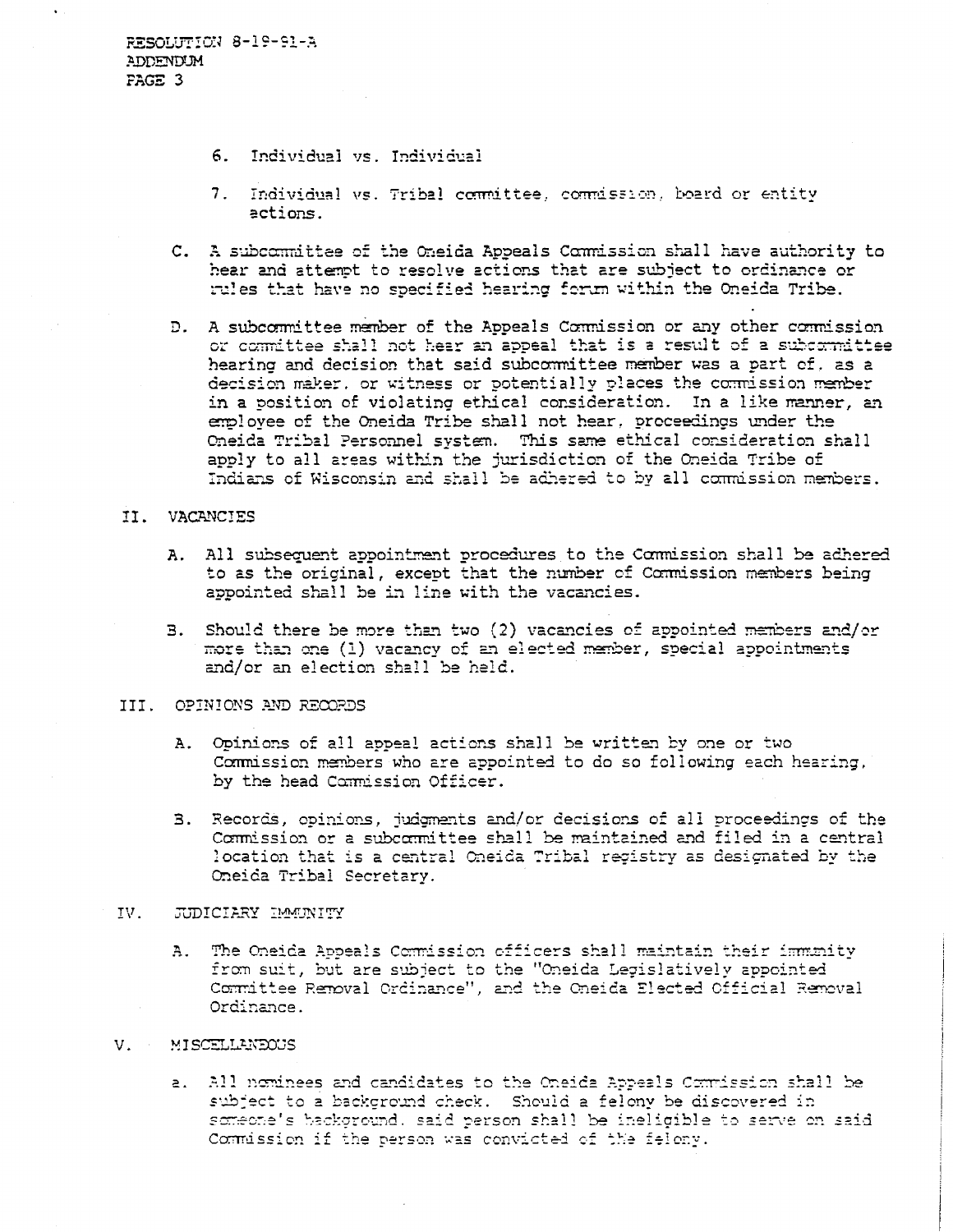6. Individual vs. Individual

7. Individual vs. Tribal committee, commission, board or entity actions.

C. A subcommittee of the Oneida Appeals Commission shall have authority to hear and attempt to resolve actions that are subject to ordinance or rules that have no specified hearing forum within the Oneida Tribe.

D. A subcommittee member of the Appeals Commission or any other commission or committee shall not hear an appeal that is a result of a subcommittee hearing and decision that said subcommittee member was a part of, as a decision maker, or witness or potentially places the commission member in a position of violating ethical consideration. In a like manner, an employee of the Oneida Tribe shall not hear, proceedings under the Oneida Tribal Personnel system. This same ethical consideration shall apply to all areas within the jurisdiction of the Oneida Tribe of Indians of Wisconsin and shall be adhered to by all commission members.

## II. VACANCIES

A. All subsequent appointment procedures to the Commission shall be adhered to as the original, except that the number of Commission members being appointed shall be in line with the vacancies.

B. Should there be more than two (2) vacancies of appointed members and/or more than one (1) vacancy of an elected member, special appointments and/or an election shall be held.

## III. OPINIONS AND RECORDS

A. Opinions of all appeal actions shall be written by one or two Commission members who are appointed to do so following each hearing, by the head Commission Officer.

B. Records, opinions, judgments and/or decisions of all proceedings of the Commission or a subcommittee shall be maintained and filed in a central location that is a central Oneida Tribal registry as designated by the Oneida Tribal Secretary.

## IV. JUDICIARY IMMUNITY

A. The Oneida Appeals Commission officers shall maintain their immunity from suit, but are subject to the "Oneida Legislatively appointed Committee Removal Ordinance", and the Oneida Elected Official Removal Ordinance.

## V. MISCELLANEOUS

a. All nominees and candidates to the Oneida Appeals Commission shall be subject to a background check. Should a felony be discovered in someone's background, said person shall be ineligible to serve on said Commission if the person was convicted of the felony.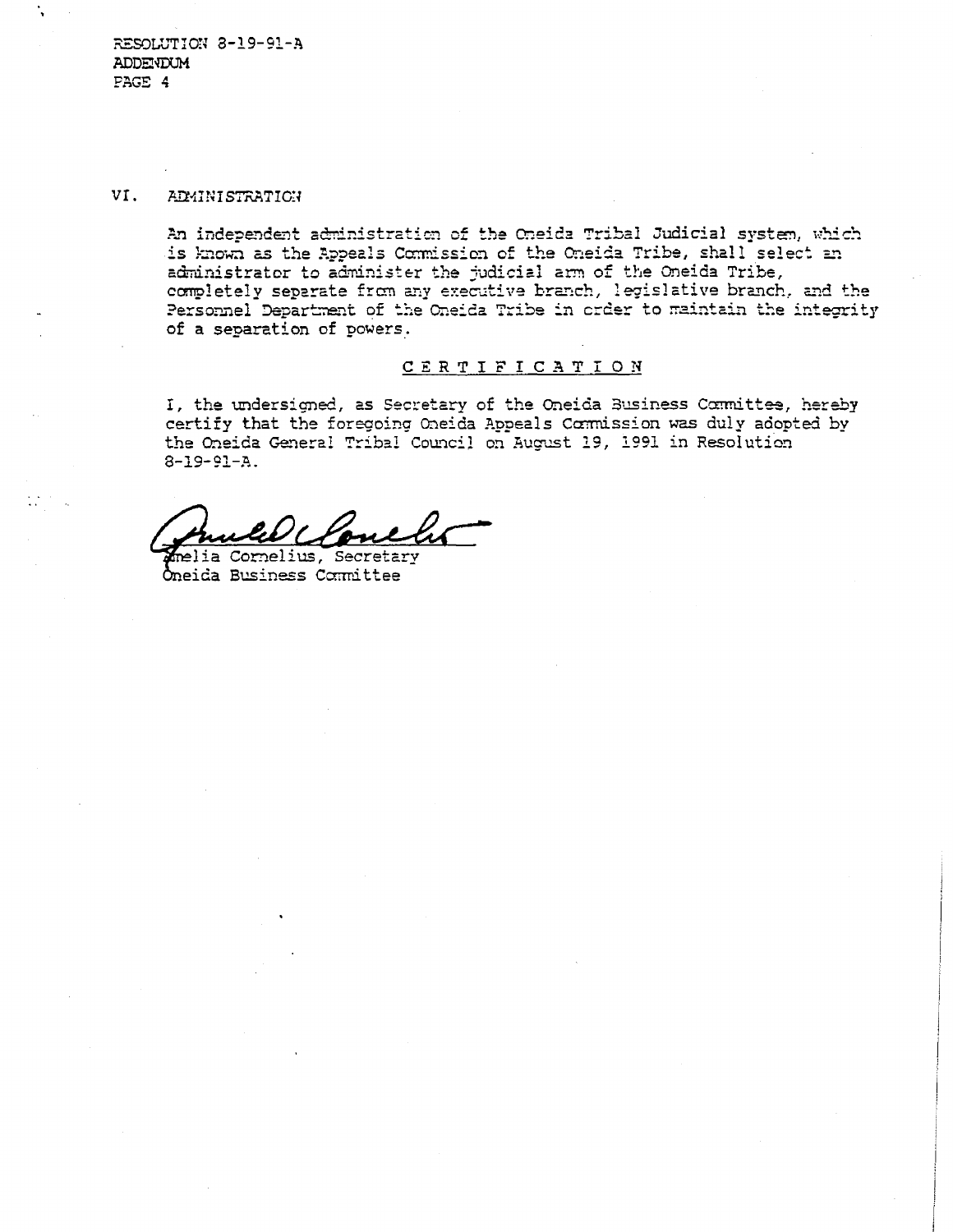RESOLUTION 8-19-91-A
ADDENDUM

## VI. ADMINISTRATION

An independent administration of the Oneida Tribal Judicial system, which is known as the Appeals Commission of the Oneida Tribe, shall select an administrator to administer the judicial arm of the Oneida Tribe, completely separate from any executive branch, legislative branch, and the Personnel Department of the Oneida Tribe in order to maintain the integrity of a separation of powers.

## CERTIFICATION

I, the undersigned, as Secretary of the Oneida Business Committee, hereby certify that the foregoing Oneida Appeals Commission was duly adopted by the Oneida General Tribal Council on August 19, 1991 in Resolution 8-19-91-A.

Amelia Cornelius, Secretary
Oneida Business Committee